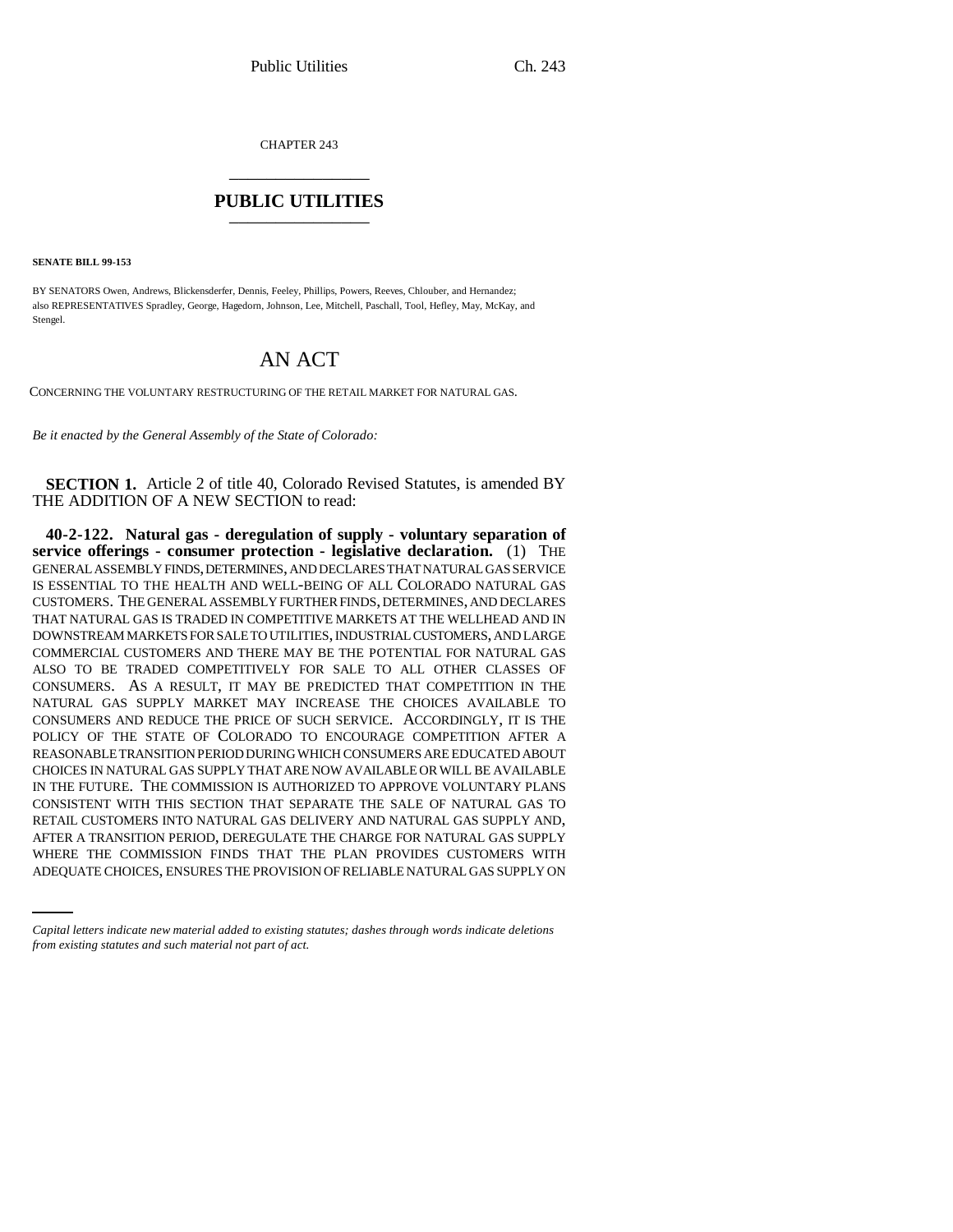CHAPTER 243

# PUBLIC UTILITIES

**SENATE BILL 99-153**

BY SENATORS Owen, Andrews, Blickensderfer, Dennis, Feeley, Phillips, Powers, Reeves, Chlouber, and Hernandez;
also REPRESENTATIVES Spradley, George, Hagedorn, Johnson, Lee, Mitchell, Paschall, Tool, Hefley, May, McKay, and Stengel.

## AN ACT

CONCERNING THE VOLUNTARY RESTRUCTURING OF THE RETAIL MARKET FOR NATURAL GAS.

*Be it enacted by the General Assembly of the State of Colorado:*

**SECTION 1.** Article 2 of title 40, Colorado Revised Statutes, is amended BY THE ADDITION OF A NEW SECTION to read:

**40-2-122. Natural gas - deregulation of supply - voluntary separation of service offerings - consumer protection - legislative declaration.** (1) THE GENERAL ASSEMBLY FINDS, DETERMINES, AND DECLARES THAT NATURAL GAS SERVICE IS ESSENTIAL TO THE HEALTH AND WELL-BEING OF ALL COLORADO NATURAL GAS CUSTOMERS. THE GENERAL ASSEMBLY FURTHER FINDS, DETERMINES, AND DECLARES THAT NATURAL GAS IS TRADED IN COMPETITIVE MARKETS AT THE WELLHEAD AND IN DOWNSTREAM MARKETS FOR SALE TO UTILITIES, INDUSTRIAL CUSTOMERS, AND LARGE COMMERCIAL CUSTOMERS AND THERE MAY BE THE POTENTIAL FOR NATURAL GAS ALSO TO BE TRADED COMPETITIVELY FOR SALE TO ALL OTHER CLASSES OF CONSUMERS. AS A RESULT, IT MAY BE PREDICTED THAT COMPETITION IN THE NATURAL GAS SUPPLY MARKET MAY INCREASE THE CHOICES AVAILABLE TO CONSUMERS AND REDUCE THE PRICE OF SUCH SERVICE. ACCORDINGLY, IT IS THE POLICY OF THE STATE OF COLORADO TO ENCOURAGE COMPETITION AFTER A REASONABLE TRANSITION PERIOD DURING WHICH CONSUMERS ARE EDUCATED ABOUT CHOICES IN NATURAL GAS SUPPLY THAT ARE NOW AVAILABLE OR WILL BE AVAILABLE IN THE FUTURE. THE COMMISSION IS AUTHORIZED TO APPROVE VOLUNTARY PLANS CONSISTENT WITH THIS SECTION THAT SEPARATE THE SALE OF NATURAL GAS TO RETAIL CUSTOMERS INTO NATURAL GAS DELIVERY AND NATURAL GAS SUPPLY AND, AFTER A TRANSITION PERIOD, DEREGULATE THE CHARGE FOR NATURAL GAS SUPPLY WHERE THE COMMISSION FINDS THAT THE PLAN PROVIDES CUSTOMERS WITH ADEQUATE CHOICES, ENSURES THE PROVISION OF RELIABLE NATURAL GAS SUPPLY ON

*Capital letters indicate new material added to existing statutes; dashes through words indicate deletions from existing statutes and such material not part of act.*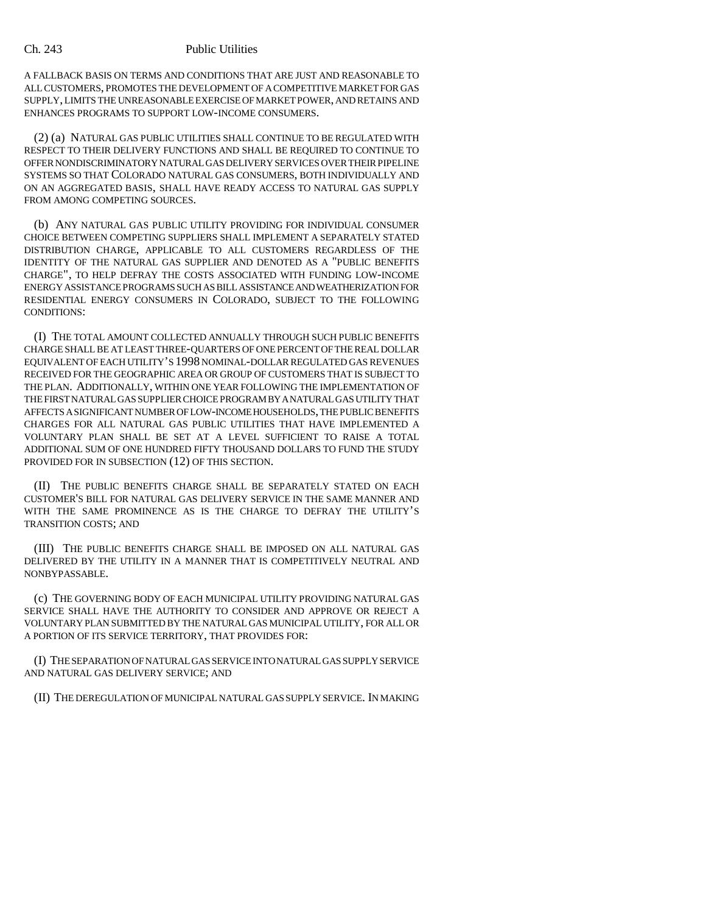A FALLBACK BASIS ON TERMS AND CONDITIONS THAT ARE JUST AND REASONABLE TO ALL CUSTOMERS, PROMOTES THE DEVELOPMENT OF A COMPETITIVE MARKET FOR GAS SUPPLY, LIMITS THE UNREASONABLE EXERCISE OF MARKET POWER, AND RETAINS AND ENHANCES PROGRAMS TO SUPPORT LOW-INCOME CONSUMERS.

(2) (a) NATURAL GAS PUBLIC UTILITIES SHALL CONTINUE TO BE REGULATED WITH RESPECT TO THEIR DELIVERY FUNCTIONS AND SHALL BE REQUIRED TO CONTINUE TO OFFER NONDISCRIMINATORY NATURAL GAS DELIVERY SERVICES OVER THEIR PIPELINE SYSTEMS SO THAT COLORADO NATURAL GAS CONSUMERS, BOTH INDIVIDUALLY AND ON AN AGGREGATED BASIS, SHALL HAVE READY ACCESS TO NATURAL GAS SUPPLY FROM AMONG COMPETING SOURCES.

(b) ANY NATURAL GAS PUBLIC UTILITY PROVIDING FOR INDIVIDUAL CONSUMER CHOICE BETWEEN COMPETING SUPPLIERS SHALL IMPLEMENT A SEPARATELY STATED DISTRIBUTION CHARGE, APPLICABLE TO ALL CUSTOMERS REGARDLESS OF THE IDENTITY OF THE NATURAL GAS SUPPLIER AND DENOTED AS A "PUBLIC BENEFITS CHARGE", TO HELP DEFRAY THE COSTS ASSOCIATED WITH FUNDING LOW-INCOME ENERGY ASSISTANCE PROGRAMS SUCH AS BILL ASSISTANCE AND WEATHERIZATION FOR RESIDENTIAL ENERGY CONSUMERS IN COLORADO, SUBJECT TO THE FOLLOWING CONDITIONS:

(I) THE TOTAL AMOUNT COLLECTED ANNUALLY THROUGH SUCH PUBLIC BENEFITS CHARGE SHALL BE AT LEAST THREE-QUARTERS OF ONE PERCENT OF THE REAL DOLLAR EQUIVALENT OF EACH UTILITY'S 1998 NOMINAL-DOLLAR REGULATED GAS REVENUES RECEIVED FOR THE GEOGRAPHIC AREA OR GROUP OF CUSTOMERS THAT IS SUBJECT TO THE PLAN. ADDITIONALLY, WITHIN ONE YEAR FOLLOWING THE IMPLEMENTATION OF THE FIRST NATURAL GAS SUPPLIER CHOICE PROGRAM BY A NATURAL GAS UTILITY THAT AFFECTS A SIGNIFICANT NUMBER OF LOW-INCOME HOUSEHOLDS, THE PUBLIC BENEFITS CHARGES FOR ALL NATURAL GAS PUBLIC UTILITIES THAT HAVE IMPLEMENTED A VOLUNTARY PLAN SHALL BE SET AT A LEVEL SUFFICIENT TO RAISE A TOTAL ADDITIONAL SUM OF ONE HUNDRED FIFTY THOUSAND DOLLARS TO FUND THE STUDY PROVIDED FOR IN SUBSECTION (12) OF THIS SECTION.

(II) THE PUBLIC BENEFITS CHARGE SHALL BE SEPARATELY STATED ON EACH CUSTOMER'S BILL FOR NATURAL GAS DELIVERY SERVICE IN THE SAME MANNER AND WITH THE SAME PROMINENCE AS IS THE CHARGE TO DEFRAY THE UTILITY'S TRANSITION COSTS; AND

(III) THE PUBLIC BENEFITS CHARGE SHALL BE IMPOSED ON ALL NATURAL GAS DELIVERED BY THE UTILITY IN A MANNER THAT IS COMPETITIVELY NEUTRAL AND NONBYPASSABLE.

(c) THE GOVERNING BODY OF EACH MUNICIPAL UTILITY PROVIDING NATURAL GAS SERVICE SHALL HAVE THE AUTHORITY TO CONSIDER AND APPROVE OR REJECT A VOLUNTARY PLAN SUBMITTED BY THE NATURAL GAS MUNICIPAL UTILITY, FOR ALL OR A PORTION OF ITS SERVICE TERRITORY, THAT PROVIDES FOR:

(I) THE SEPARATION OF NATURAL GAS SERVICE INTO NATURAL GAS SUPPLY SERVICE AND NATURAL GAS DELIVERY SERVICE; AND

(II) THE DEREGULATION OF MUNICIPAL NATURAL GAS SUPPLY SERVICE. IN MAKING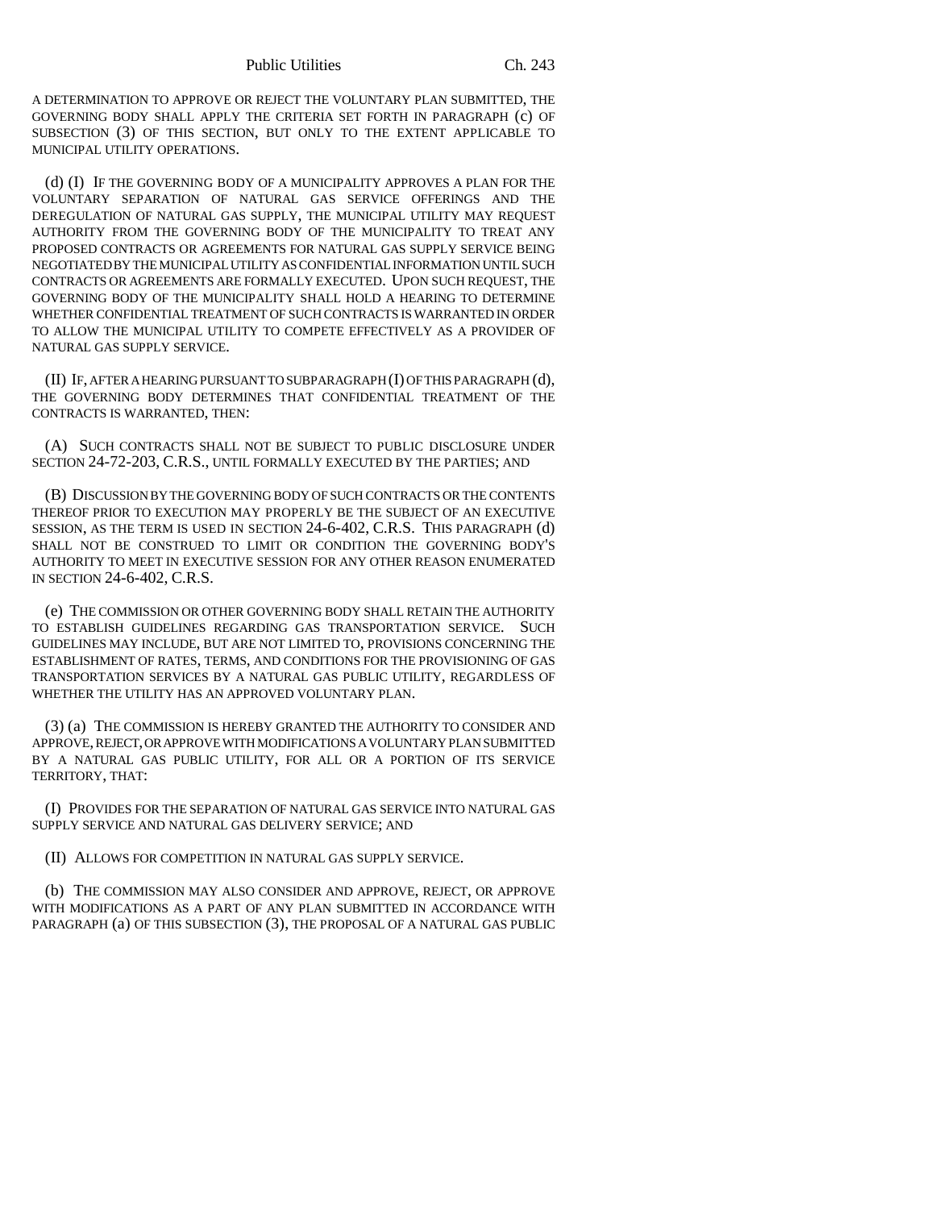A DETERMINATION TO APPROVE OR REJECT THE VOLUNTARY PLAN SUBMITTED, THE GOVERNING BODY SHALL APPLY THE CRITERIA SET FORTH IN PARAGRAPH (c) OF SUBSECTION (3) OF THIS SECTION, BUT ONLY TO THE EXTENT APPLICABLE TO MUNICIPAL UTILITY OPERATIONS.

(d) (I) IF THE GOVERNING BODY OF A MUNICIPALITY APPROVES A PLAN FOR THE VOLUNTARY SEPARATION OF NATURAL GAS SERVICE OFFERINGS AND THE DEREGULATION OF NATURAL GAS SUPPLY, THE MUNICIPAL UTILITY MAY REQUEST AUTHORITY FROM THE GOVERNING BODY OF THE MUNICIPALITY TO TREAT ANY PROPOSED CONTRACTS OR AGREEMENTS FOR NATURAL GAS SUPPLY SERVICE BEING NEGOTIATED BY THE MUNICIPAL UTILITY AS CONFIDENTIAL INFORMATION UNTIL SUCH CONTRACTS OR AGREEMENTS ARE FORMALLY EXECUTED. UPON SUCH REQUEST, THE GOVERNING BODY OF THE MUNICIPALITY SHALL HOLD A HEARING TO DETERMINE WHETHER CONFIDENTIAL TREATMENT OF SUCH CONTRACTS IS WARRANTED IN ORDER TO ALLOW THE MUNICIPAL UTILITY TO COMPETE EFFECTIVELY AS A PROVIDER OF NATURAL GAS SUPPLY SERVICE.

(II) IF, AFTER A HEARING PURSUANT TO SUBPARAGRAPH (I) OF THIS PARAGRAPH (d), THE GOVERNING BODY DETERMINES THAT CONFIDENTIAL TREATMENT OF THE CONTRACTS IS WARRANTED, THEN:

(A) SUCH CONTRACTS SHALL NOT BE SUBJECT TO PUBLIC DISCLOSURE UNDER SECTION 24-72-203, C.R.S., UNTIL FORMALLY EXECUTED BY THE PARTIES; AND

(B) DISCUSSION BY THE GOVERNING BODY OF SUCH CONTRACTS OR THE CONTENTS THEREOF PRIOR TO EXECUTION MAY PROPERLY BE THE SUBJECT OF AN EXECUTIVE SESSION, AS THE TERM IS USED IN SECTION 24-6-402, C.R.S. THIS PARAGRAPH (d) SHALL NOT BE CONSTRUED TO LIMIT OR CONDITION THE GOVERNING BODY'S AUTHORITY TO MEET IN EXECUTIVE SESSION FOR ANY OTHER REASON ENUMERATED IN SECTION 24-6-402, C.R.S.

(e) THE COMMISSION OR OTHER GOVERNING BODY SHALL RETAIN THE AUTHORITY TO ESTABLISH GUIDELINES REGARDING GAS TRANSPORTATION SERVICE. SUCH GUIDELINES MAY INCLUDE, BUT ARE NOT LIMITED TO, PROVISIONS CONCERNING THE ESTABLISHMENT OF RATES, TERMS, AND CONDITIONS FOR THE PROVISIONING OF GAS TRANSPORTATION SERVICES BY A NATURAL GAS PUBLIC UTILITY, REGARDLESS OF WHETHER THE UTILITY HAS AN APPROVED VOLUNTARY PLAN.

(3) (a) THE COMMISSION IS HEREBY GRANTED THE AUTHORITY TO CONSIDER AND APPROVE, REJECT, OR APPROVE WITH MODIFICATIONS A VOLUNTARY PLAN SUBMITTED BY A NATURAL GAS PUBLIC UTILITY, FOR ALL OR A PORTION OF ITS SERVICE TERRITORY, THAT:

(I) PROVIDES FOR THE SEPARATION OF NATURAL GAS SERVICE INTO NATURAL GAS SUPPLY SERVICE AND NATURAL GAS DELIVERY SERVICE; AND

(II) ALLOWS FOR COMPETITION IN NATURAL GAS SUPPLY SERVICE.

(b) THE COMMISSION MAY ALSO CONSIDER AND APPROVE, REJECT, OR APPROVE WITH MODIFICATIONS AS A PART OF ANY PLAN SUBMITTED IN ACCORDANCE WITH PARAGRAPH (a) OF THIS SUBSECTION (3), THE PROPOSAL OF A NATURAL GAS PUBLIC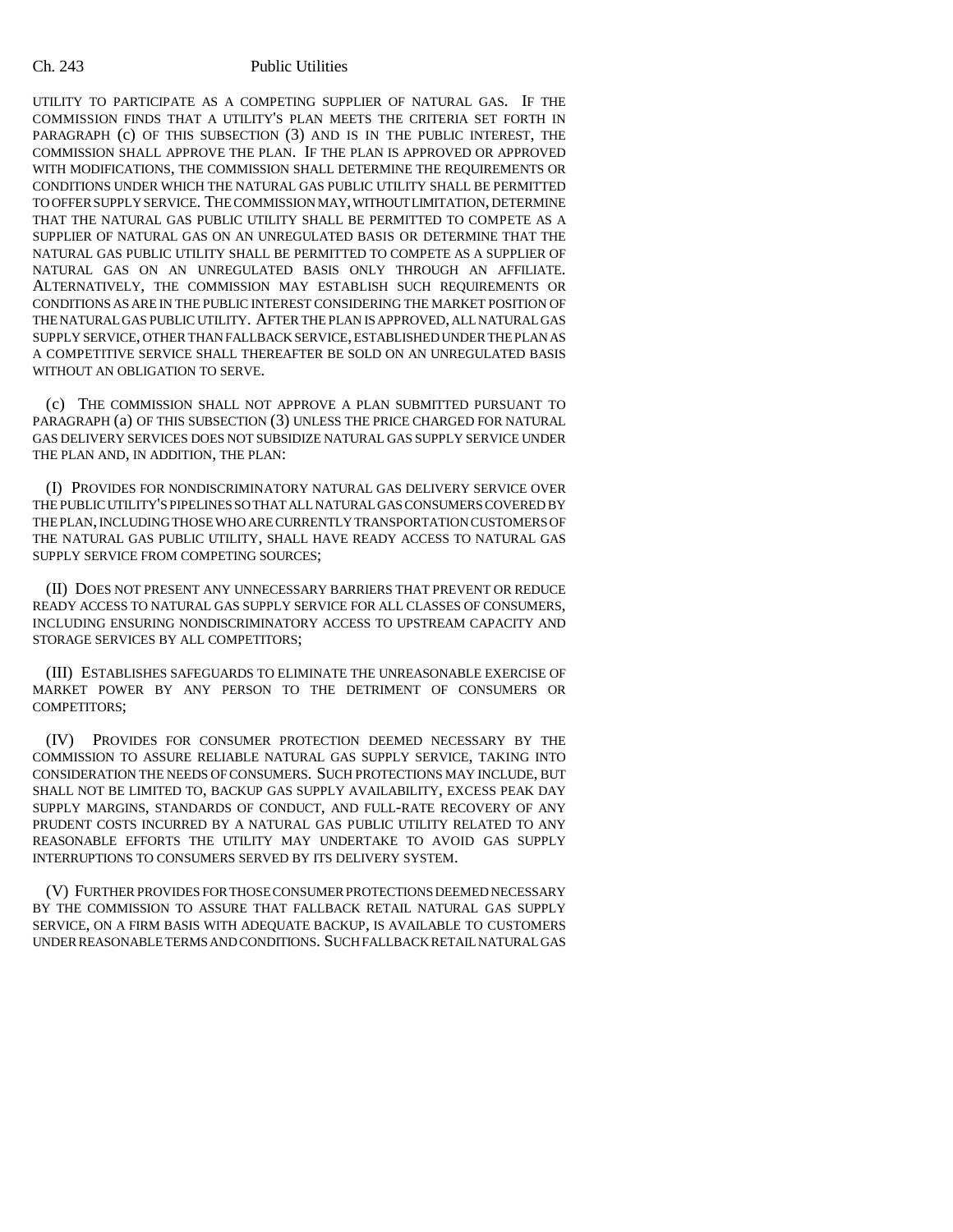UTILITY TO PARTICIPATE AS A COMPETING SUPPLIER OF NATURAL GAS. IF THE COMMISSION FINDS THAT A UTILITY'S PLAN MEETS THE CRITERIA SET FORTH IN PARAGRAPH (c) OF THIS SUBSECTION (3) AND IS IN THE PUBLIC INTEREST, THE COMMISSION SHALL APPROVE THE PLAN. IF THE PLAN IS APPROVED OR APPROVED WITH MODIFICATIONS, THE COMMISSION SHALL DETERMINE THE REQUIREMENTS OR CONDITIONS UNDER WHICH THE NATURAL GAS PUBLIC UTILITY SHALL BE PERMITTED TO OFFER SUPPLY SERVICE. THE COMMISSION MAY, WITHOUT LIMITATION, DETERMINE THAT THE NATURAL GAS PUBLIC UTILITY SHALL BE PERMITTED TO COMPETE AS A SUPPLIER OF NATURAL GAS ON AN UNREGULATED BASIS OR DETERMINE THAT THE NATURAL GAS PUBLIC UTILITY SHALL BE PERMITTED TO COMPETE AS A SUPPLIER OF NATURAL GAS ON AN UNREGULATED BASIS ONLY THROUGH AN AFFILIATE. ALTERNATIVELY, THE COMMISSION MAY ESTABLISH SUCH REQUIREMENTS OR CONDITIONS AS ARE IN THE PUBLIC INTEREST CONSIDERING THE MARKET POSITION OF THE NATURAL GAS PUBLIC UTILITY. AFTER THE PLAN IS APPROVED, ALL NATURAL GAS SUPPLY SERVICE, OTHER THAN FALLBACK SERVICE, ESTABLISHED UNDER THE PLAN AS A COMPETITIVE SERVICE SHALL THEREAFTER BE SOLD ON AN UNREGULATED BASIS WITHOUT AN OBLIGATION TO SERVE.

(c) THE COMMISSION SHALL NOT APPROVE A PLAN SUBMITTED PURSUANT TO PARAGRAPH (a) OF THIS SUBSECTION (3) UNLESS THE PRICE CHARGED FOR NATURAL GAS DELIVERY SERVICES DOES NOT SUBSIDIZE NATURAL GAS SUPPLY SERVICE UNDER THE PLAN AND, IN ADDITION, THE PLAN:

(I) PROVIDES FOR NONDISCRIMINATORY NATURAL GAS DELIVERY SERVICE OVER THE PUBLIC UTILITY'S PIPELINES SO THAT ALL NATURAL GAS CONSUMERS COVERED BY THE PLAN, INCLUDING THOSE WHO ARE CURRENTLY TRANSPORTATION CUSTOMERS OF THE NATURAL GAS PUBLIC UTILITY, SHALL HAVE READY ACCESS TO NATURAL GAS SUPPLY SERVICE FROM COMPETING SOURCES;

(II) DOES NOT PRESENT ANY UNNECESSARY BARRIERS THAT PREVENT OR REDUCE READY ACCESS TO NATURAL GAS SUPPLY SERVICE FOR ALL CLASSES OF CONSUMERS, INCLUDING ENSURING NONDISCRIMINATORY ACCESS TO UPSTREAM CAPACITY AND STORAGE SERVICES BY ALL COMPETITORS;

(III) ESTABLISHES SAFEGUARDS TO ELIMINATE THE UNREASONABLE EXERCISE OF MARKET POWER BY ANY PERSON TO THE DETRIMENT OF CONSUMERS OR COMPETITORS;

(IV) PROVIDES FOR CONSUMER PROTECTION DEEMED NECESSARY BY THE COMMISSION TO ASSURE RELIABLE NATURAL GAS SUPPLY SERVICE, TAKING INTO CONSIDERATION THE NEEDS OF CONSUMERS. SUCH PROTECTIONS MAY INCLUDE, BUT SHALL NOT BE LIMITED TO, BACKUP GAS SUPPLY AVAILABILITY, EXCESS PEAK DAY SUPPLY MARGINS, STANDARDS OF CONDUCT, AND FULL-RATE RECOVERY OF ANY PRUDENT COSTS INCURRED BY A NATURAL GAS PUBLIC UTILITY RELATED TO ANY REASONABLE EFFORTS THE UTILITY MAY UNDERTAKE TO AVOID GAS SUPPLY INTERRUPTIONS TO CONSUMERS SERVED BY ITS DELIVERY SYSTEM.

(V) FURTHER PROVIDES FOR THOSE CONSUMER PROTECTIONS DEEMED NECESSARY BY THE COMMISSION TO ASSURE THAT FALLBACK RETAIL NATURAL GAS SUPPLY SERVICE, ON A FIRM BASIS WITH ADEQUATE BACKUP, IS AVAILABLE TO CUSTOMERS UNDER REASONABLE TERMS AND CONDITIONS. SUCH FALLBACK RETAIL NATURAL GAS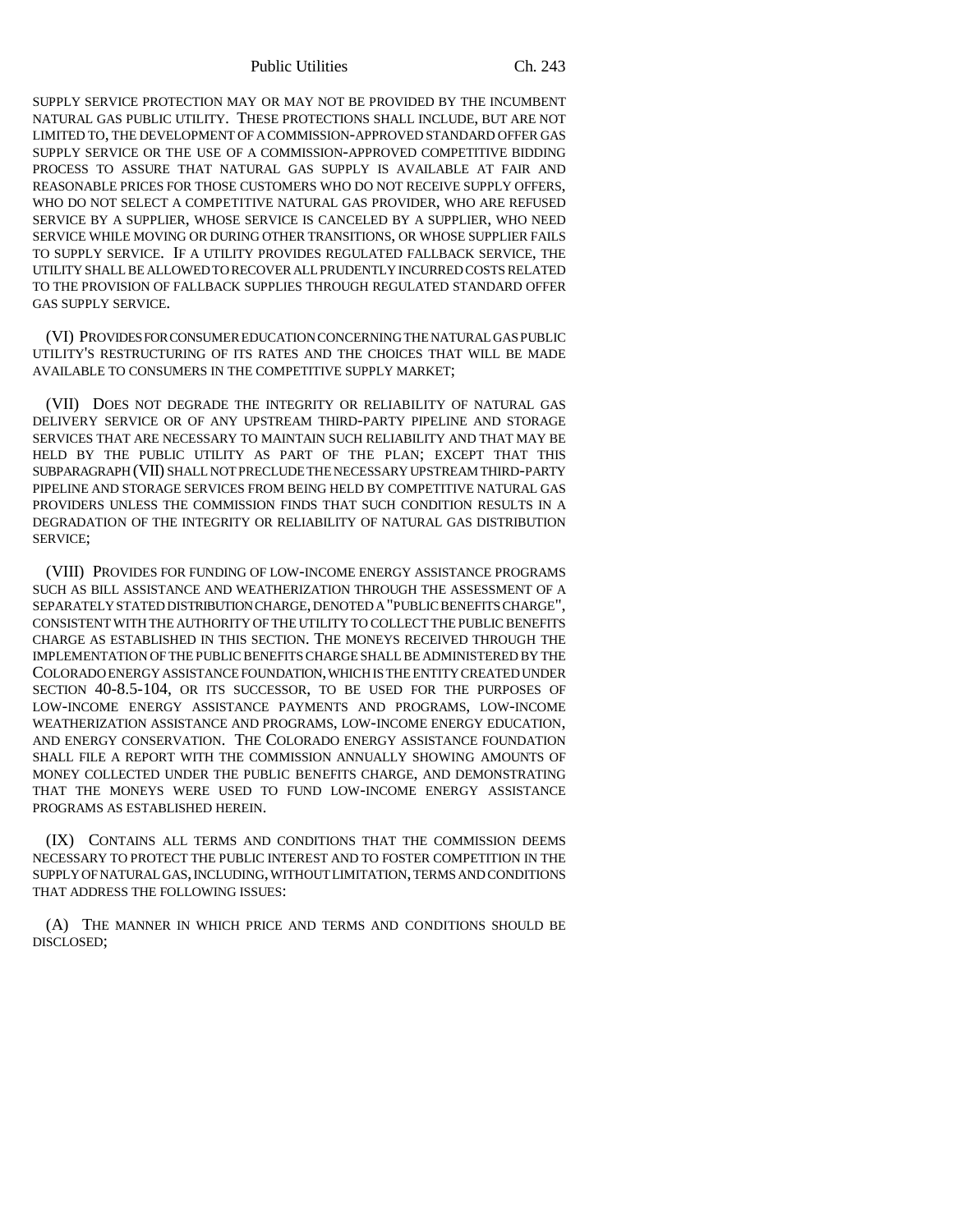SUPPLY SERVICE PROTECTION MAY OR MAY NOT BE PROVIDED BY THE INCUMBENT NATURAL GAS PUBLIC UTILITY. THESE PROTECTIONS SHALL INCLUDE, BUT ARE NOT LIMITED TO, THE DEVELOPMENT OF A COMMISSION-APPROVED STANDARD OFFER GAS SUPPLY SERVICE OR THE USE OF A COMMISSION-APPROVED COMPETITIVE BIDDING PROCESS TO ASSURE THAT NATURAL GAS SUPPLY IS AVAILABLE AT FAIR AND REASONABLE PRICES FOR THOSE CUSTOMERS WHO DO NOT RECEIVE SUPPLY OFFERS, WHO DO NOT SELECT A COMPETITIVE NATURAL GAS PROVIDER, WHO ARE REFUSED SERVICE BY A SUPPLIER, WHOSE SERVICE IS CANCELED BY A SUPPLIER, WHO NEED SERVICE WHILE MOVING OR DURING OTHER TRANSITIONS, OR WHOSE SUPPLIER FAILS TO SUPPLY SERVICE. IF A UTILITY PROVIDES REGULATED FALLBACK SERVICE, THE UTILITY SHALL BE ALLOWED TO RECOVER ALL PRUDENTLY INCURRED COSTS RELATED TO THE PROVISION OF FALLBACK SUPPLIES THROUGH REGULATED STANDARD OFFER GAS SUPPLY SERVICE.

(VI) PROVIDES FOR CONSUMER EDUCATION CONCERNING THE NATURAL GAS PUBLIC UTILITY'S RESTRUCTURING OF ITS RATES AND THE CHOICES THAT WILL BE MADE AVAILABLE TO CONSUMERS IN THE COMPETITIVE SUPPLY MARKET;

(VII) DOES NOT DEGRADE THE INTEGRITY OR RELIABILITY OF NATURAL GAS DELIVERY SERVICE OR OF ANY UPSTREAM THIRD-PARTY PIPELINE AND STORAGE SERVICES THAT ARE NECESSARY TO MAINTAIN SUCH RELIABILITY AND THAT MAY BE HELD BY THE PUBLIC UTILITY AS PART OF THE PLAN; EXCEPT THAT THIS SUBPARAGRAPH (VII) SHALL NOT PRECLUDE THE NECESSARY UPSTREAM THIRD-PARTY PIPELINE AND STORAGE SERVICES FROM BEING HELD BY COMPETITIVE NATURAL GAS PROVIDERS UNLESS THE COMMISSION FINDS THAT SUCH CONDITION RESULTS IN A DEGRADATION OF THE INTEGRITY OR RELIABILITY OF NATURAL GAS DISTRIBUTION SERVICE;

(VIII) PROVIDES FOR FUNDING OF LOW-INCOME ENERGY ASSISTANCE PROGRAMS SUCH AS BILL ASSISTANCE AND WEATHERIZATION THROUGH THE ASSESSMENT OF A SEPARATELY STATED DISTRIBUTION CHARGE, DENOTED A "PUBLIC BENEFITS CHARGE", CONSISTENT WITH THE AUTHORITY OF THE UTILITY TO COLLECT THE PUBLIC BENEFITS CHARGE AS ESTABLISHED IN THIS SECTION. THE MONEYS RECEIVED THROUGH THE IMPLEMENTATION OF THE PUBLIC BENEFITS CHARGE SHALL BE ADMINISTERED BY THE COLORADO ENERGY ASSISTANCE FOUNDATION, WHICH IS THE ENTITY CREATED UNDER SECTION 40-8.5-104, OR ITS SUCCESSOR, TO BE USED FOR THE PURPOSES OF LOW-INCOME ENERGY ASSISTANCE PAYMENTS AND PROGRAMS, LOW-INCOME WEATHERIZATION ASSISTANCE AND PROGRAMS, LOW-INCOME ENERGY EDUCATION, AND ENERGY CONSERVATION. THE COLORADO ENERGY ASSISTANCE FOUNDATION SHALL FILE A REPORT WITH THE COMMISSION ANNUALLY SHOWING AMOUNTS OF MONEY COLLECTED UNDER THE PUBLIC BENEFITS CHARGE, AND DEMONSTRATING THAT THE MONEYS WERE USED TO FUND LOW-INCOME ENERGY ASSISTANCE PROGRAMS AS ESTABLISHED HEREIN.

(IX) CONTAINS ALL TERMS AND CONDITIONS THAT THE COMMISSION DEEMS NECESSARY TO PROTECT THE PUBLIC INTEREST AND TO FOSTER COMPETITION IN THE SUPPLY OF NATURAL GAS, INCLUDING, WITHOUT LIMITATION, TERMS AND CONDITIONS THAT ADDRESS THE FOLLOWING ISSUES:

(A) THE MANNER IN WHICH PRICE AND TERMS AND CONDITIONS SHOULD BE DISCLOSED;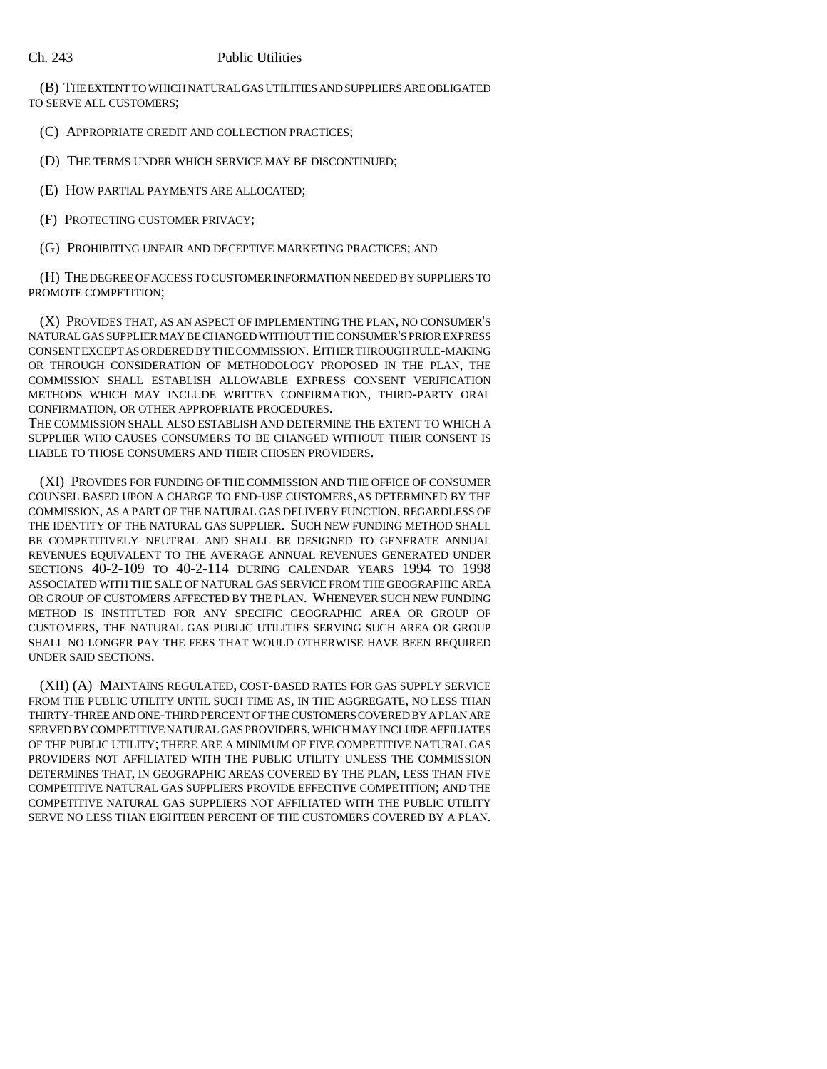(B) THE EXTENT TO WHICH NATURAL GAS UTILITIES AND SUPPLIERS ARE OBLIGATED TO SERVE ALL CUSTOMERS;

(C) APPROPRIATE CREDIT AND COLLECTION PRACTICES;

(D) THE TERMS UNDER WHICH SERVICE MAY BE DISCONTINUED;

(E) HOW PARTIAL PAYMENTS ARE ALLOCATED;

(F) PROTECTING CUSTOMER PRIVACY;

(G) PROHIBITING UNFAIR AND DECEPTIVE MARKETING PRACTICES; AND

(H) THE DEGREE OF ACCESS TO CUSTOMER INFORMATION NEEDED BY SUPPLIERS TO PROMOTE COMPETITION;

(X) PROVIDES THAT, AS AN ASPECT OF IMPLEMENTING THE PLAN, NO CONSUMER'S NATURAL GAS SUPPLIER MAY BE CHANGED WITHOUT THE CONSUMER'S PRIOR EXPRESS CONSENT EXCEPT AS ORDERED BY THE COMMISSION. EITHER THROUGH RULE-MAKING OR THROUGH CONSIDERATION OF METHODOLOGY PROPOSED IN THE PLAN, THE COMMISSION SHALL ESTABLISH ALLOWABLE EXPRESS CONSENT VERIFICATION METHODS WHICH MAY INCLUDE WRITTEN CONFIRMATION, THIRD-PARTY ORAL CONFIRMATION, OR OTHER APPROPRIATE PROCEDURES.
THE COMMISSION SHALL ALSO ESTABLISH AND DETERMINE THE EXTENT TO WHICH A SUPPLIER WHO CAUSES CONSUMERS TO BE CHANGED WITHOUT THEIR CONSENT IS LIABLE TO THOSE CONSUMERS AND THEIR CHOSEN PROVIDERS.

(XI) PROVIDES FOR FUNDING OF THE COMMISSION AND THE OFFICE OF CONSUMER COUNSEL BASED UPON A CHARGE TO END-USE CUSTOMERS, AS DETERMINED BY THE COMMISSION, AS A PART OF THE NATURAL GAS DELIVERY FUNCTION, REGARDLESS OF THE IDENTITY OF THE NATURAL GAS SUPPLIER. SUCH NEW FUNDING METHOD SHALL BE COMPETITIVELY NEUTRAL AND SHALL BE DESIGNED TO GENERATE ANNUAL REVENUES EQUIVALENT TO THE AVERAGE ANNUAL REVENUES GENERATED UNDER SECTIONS 40-2-109 TO 40-2-114 DURING CALENDAR YEARS 1994 TO 1998 ASSOCIATED WITH THE SALE OF NATURAL GAS SERVICE FROM THE GEOGRAPHIC AREA OR GROUP OF CUSTOMERS AFFECTED BY THE PLAN. WHENEVER SUCH NEW FUNDING METHOD IS INSTITUTED FOR ANY SPECIFIC GEOGRAPHIC AREA OR GROUP OF CUSTOMERS, THE NATURAL GAS PUBLIC UTILITIES SERVING SUCH AREA OR GROUP SHALL NO LONGER PAY THE FEES THAT WOULD OTHERWISE HAVE BEEN REQUIRED UNDER SAID SECTIONS.

(XII) (A) MAINTAINS REGULATED, COST-BASED RATES FOR GAS SUPPLY SERVICE FROM THE PUBLIC UTILITY UNTIL SUCH TIME AS, IN THE AGGREGATE, NO LESS THAN THIRTY-THREE AND ONE-THIRD PERCENT OF THE CUSTOMERS COVERED BY A PLAN ARE SERVED BY COMPETITIVE NATURAL GAS PROVIDERS, WHICH MAY INCLUDE AFFILIATES OF THE PUBLIC UTILITY; THERE ARE A MINIMUM OF FIVE COMPETITIVE NATURAL GAS PROVIDERS NOT AFFILIATED WITH THE PUBLIC UTILITY UNLESS THE COMMISSION DETERMINES THAT, IN GEOGRAPHIC AREAS COVERED BY THE PLAN, LESS THAN FIVE COMPETITIVE NATURAL GAS SUPPLIERS PROVIDE EFFECTIVE COMPETITION; AND THE COMPETITIVE NATURAL GAS SUPPLIERS NOT AFFILIATED WITH THE PUBLIC UTILITY SERVE NO LESS THAN EIGHTEEN PERCENT OF THE CUSTOMERS COVERED BY A PLAN.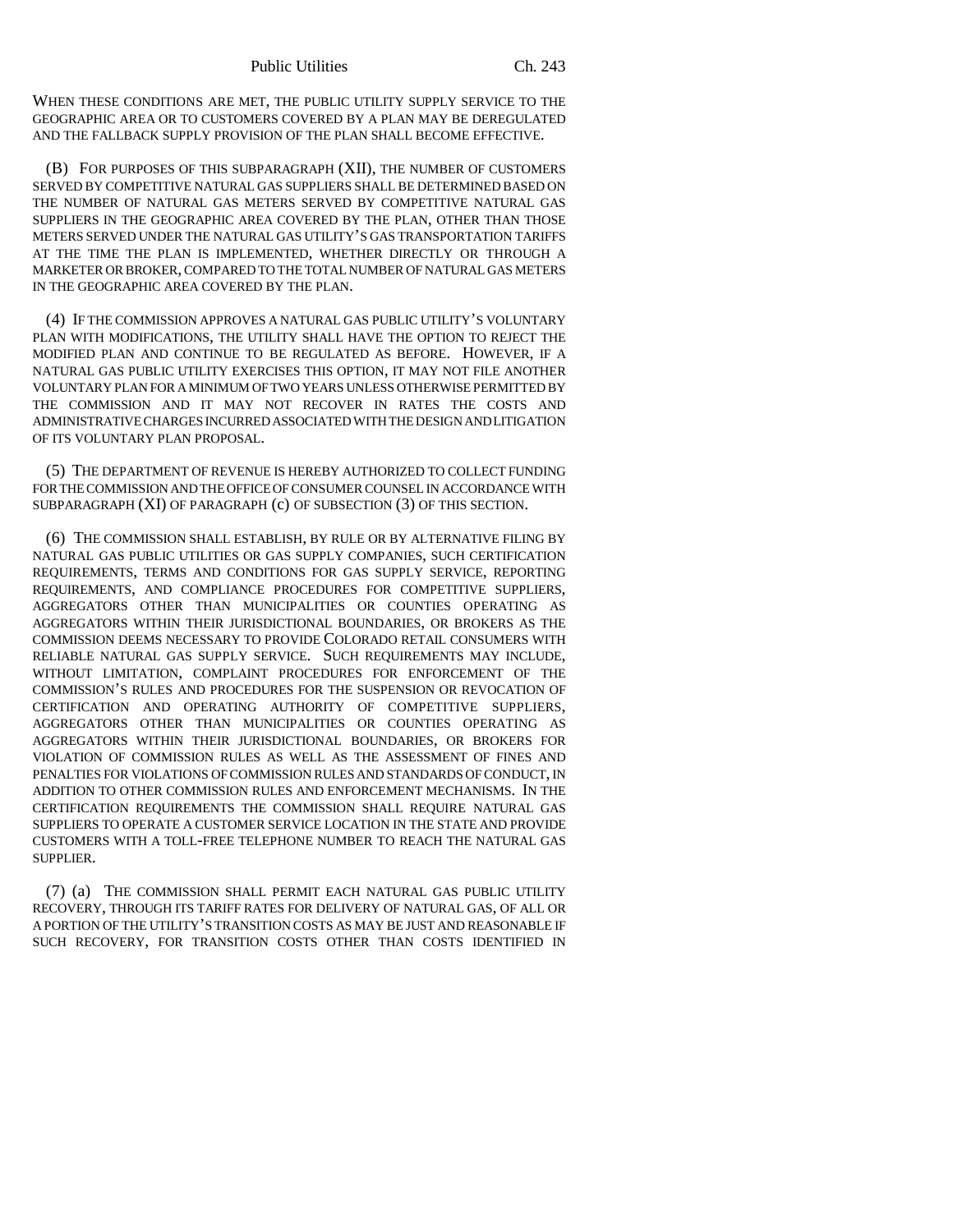WHEN THESE CONDITIONS ARE MET, THE PUBLIC UTILITY SUPPLY SERVICE TO THE GEOGRAPHIC AREA OR TO CUSTOMERS COVERED BY A PLAN MAY BE DEREGULATED AND THE FALLBACK SUPPLY PROVISION OF THE PLAN SHALL BECOME EFFECTIVE.

(B) FOR PURPOSES OF THIS SUBPARAGRAPH (XII), THE NUMBER OF CUSTOMERS SERVED BY COMPETITIVE NATURAL GAS SUPPLIERS SHALL BE DETERMINED BASED ON THE NUMBER OF NATURAL GAS METERS SERVED BY COMPETITIVE NATURAL GAS SUPPLIERS IN THE GEOGRAPHIC AREA COVERED BY THE PLAN, OTHER THAN THOSE METERS SERVED UNDER THE NATURAL GAS UTILITY'S GAS TRANSPORTATION TARIFFS AT THE TIME THE PLAN IS IMPLEMENTED, WHETHER DIRECTLY OR THROUGH A MARKETER OR BROKER, COMPARED TO THE TOTAL NUMBER OF NATURAL GAS METERS IN THE GEOGRAPHIC AREA COVERED BY THE PLAN.

(4) IF THE COMMISSION APPROVES A NATURAL GAS PUBLIC UTILITY'S VOLUNTARY PLAN WITH MODIFICATIONS, THE UTILITY SHALL HAVE THE OPTION TO REJECT THE MODIFIED PLAN AND CONTINUE TO BE REGULATED AS BEFORE. HOWEVER, IF A NATURAL GAS PUBLIC UTILITY EXERCISES THIS OPTION, IT MAY NOT FILE ANOTHER VOLUNTARY PLAN FOR A MINIMUM OF TWO YEARS UNLESS OTHERWISE PERMITTED BY THE COMMISSION AND IT MAY NOT RECOVER IN RATES THE COSTS AND ADMINISTRATIVE CHARGES INCURRED ASSOCIATED WITH THE DESIGN AND LITIGATION OF ITS VOLUNTARY PLAN PROPOSAL.

(5) THE DEPARTMENT OF REVENUE IS HEREBY AUTHORIZED TO COLLECT FUNDING FOR THE COMMISSION AND THE OFFICE OF CONSUMER COUNSEL IN ACCORDANCE WITH SUBPARAGRAPH (XI) OF PARAGRAPH (c) OF SUBSECTION (3) OF THIS SECTION.

(6) THE COMMISSION SHALL ESTABLISH, BY RULE OR BY ALTERNATIVE FILING BY NATURAL GAS PUBLIC UTILITIES OR GAS SUPPLY COMPANIES, SUCH CERTIFICATION REQUIREMENTS, TERMS AND CONDITIONS FOR GAS SUPPLY SERVICE, REPORTING REQUIREMENTS, AND COMPLIANCE PROCEDURES FOR COMPETITIVE SUPPLIERS, AGGREGATORS OTHER THAN MUNICIPALITIES OR COUNTIES OPERATING AS AGGREGATORS WITHIN THEIR JURISDICTIONAL BOUNDARIES, OR BROKERS AS THE COMMISSION DEEMS NECESSARY TO PROVIDE COLORADO RETAIL CONSUMERS WITH RELIABLE NATURAL GAS SUPPLY SERVICE. SUCH REQUIREMENTS MAY INCLUDE, WITHOUT LIMITATION, COMPLAINT PROCEDURES FOR ENFORCEMENT OF THE COMMISSION'S RULES AND PROCEDURES FOR THE SUSPENSION OR REVOCATION OF CERTIFICATION AND OPERATING AUTHORITY OF COMPETITIVE SUPPLIERS, AGGREGATORS OTHER THAN MUNICIPALITIES OR COUNTIES OPERATING AS AGGREGATORS WITHIN THEIR JURISDICTIONAL BOUNDARIES, OR BROKERS FOR VIOLATION OF COMMISSION RULES AS WELL AS THE ASSESSMENT OF FINES AND PENALTIES FOR VIOLATIONS OF COMMISSION RULES AND STANDARDS OF CONDUCT, IN ADDITION TO OTHER COMMISSION RULES AND ENFORCEMENT MECHANISMS. IN THE CERTIFICATION REQUIREMENTS THE COMMISSION SHALL REQUIRE NATURAL GAS SUPPLIERS TO OPERATE A CUSTOMER SERVICE LOCATION IN THE STATE AND PROVIDE CUSTOMERS WITH A TOLL-FREE TELEPHONE NUMBER TO REACH THE NATURAL GAS SUPPLIER.

(7) (a) THE COMMISSION SHALL PERMIT EACH NATURAL GAS PUBLIC UTILITY RECOVERY, THROUGH ITS TARIFF RATES FOR DELIVERY OF NATURAL GAS, OF ALL OR A PORTION OF THE UTILITY'S TRANSITION COSTS AS MAY BE JUST AND REASONABLE IF SUCH RECOVERY, FOR TRANSITION COSTS OTHER THAN COSTS IDENTIFIED IN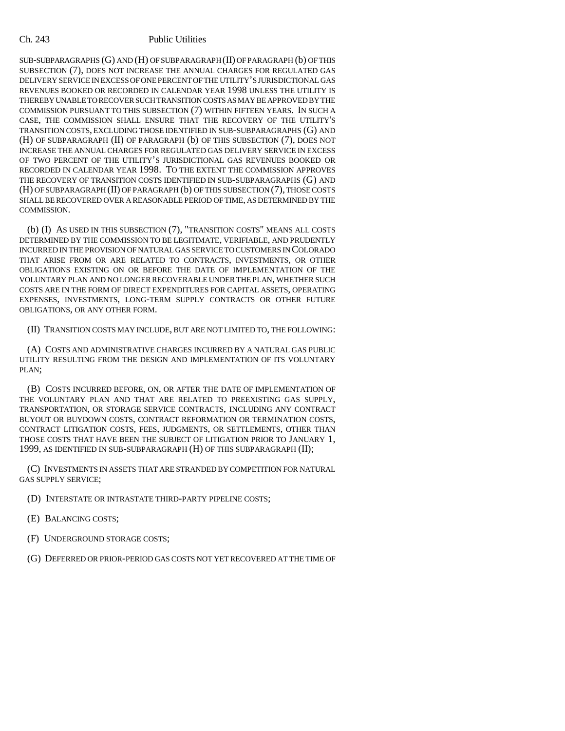SUB-SUBPARAGRAPHS (G) AND (H) OF SUBPARAGRAPH (II) OF PARAGRAPH (b) OF THIS SUBSECTION (7), DOES NOT INCREASE THE ANNUAL CHARGES FOR REGULATED GAS DELIVERY SERVICE IN EXCESS OF ONE PERCENT OF THE UTILITY'S JURISDICTIONAL GAS REVENUES BOOKED OR RECORDED IN CALENDAR YEAR 1998 UNLESS THE UTILITY IS THEREBY UNABLE TO RECOVER SUCH TRANSITION COSTS AS MAY BE APPROVED BY THE COMMISSION PURSUANT TO THIS SUBSECTION (7) WITHIN FIFTEEN YEARS. IN SUCH A CASE, THE COMMISSION SHALL ENSURE THAT THE RECOVERY OF THE UTILITY'S TRANSITION COSTS, EXCLUDING THOSE IDENTIFIED IN SUB-SUBPARAGRAPHS (G) AND (H) OF SUBPARAGRAPH (II) OF PARAGRAPH (b) OF THIS SUBSECTION (7), DOES NOT INCREASE THE ANNUAL CHARGES FOR REGULATED GAS DELIVERY SERVICE IN EXCESS OF TWO PERCENT OF THE UTILITY'S JURISDICTIONAL GAS REVENUES BOOKED OR RECORDED IN CALENDAR YEAR 1998. TO THE EXTENT THE COMMISSION APPROVES THE RECOVERY OF TRANSITION COSTS IDENTIFIED IN SUB-SUBPARAGRAPHS (G) AND (H) OF SUBPARAGRAPH (II) OF PARAGRAPH (b) OF THIS SUBSECTION (7), THOSE COSTS SHALL BE RECOVERED OVER A REASONABLE PERIOD OF TIME, AS DETERMINED BY THE COMMISSION.

(b) (I) AS USED IN THIS SUBSECTION (7), "TRANSITION COSTS" MEANS ALL COSTS DETERMINED BY THE COMMISSION TO BE LEGITIMATE, VERIFIABLE, AND PRUDENTLY INCURRED IN THE PROVISION OF NATURAL GAS SERVICE TO CUSTOMERS IN COLORADO THAT ARISE FROM OR ARE RELATED TO CONTRACTS, INVESTMENTS, OR OTHER OBLIGATIONS EXISTING ON OR BEFORE THE DATE OF IMPLEMENTATION OF THE VOLUNTARY PLAN AND NO LONGER RECOVERABLE UNDER THE PLAN, WHETHER SUCH COSTS ARE IN THE FORM OF DIRECT EXPENDITURES FOR CAPITAL ASSETS, OPERATING EXPENSES, INVESTMENTS, LONG-TERM SUPPLY CONTRACTS OR OTHER FUTURE OBLIGATIONS, OR ANY OTHER FORM.

(II) TRANSITION COSTS MAY INCLUDE, BUT ARE NOT LIMITED TO, THE FOLLOWING:

(A) COSTS AND ADMINISTRATIVE CHARGES INCURRED BY A NATURAL GAS PUBLIC UTILITY RESULTING FROM THE DESIGN AND IMPLEMENTATION OF ITS VOLUNTARY PLAN;

(B) COSTS INCURRED BEFORE, ON, OR AFTER THE DATE OF IMPLEMENTATION OF THE VOLUNTARY PLAN AND THAT ARE RELATED TO PREEXISTING GAS SUPPLY, TRANSPORTATION, OR STORAGE SERVICE CONTRACTS, INCLUDING ANY CONTRACT BUYOUT OR BUYDOWN COSTS, CONTRACT REFORMATION OR TERMINATION COSTS, CONTRACT LITIGATION COSTS, FEES, JUDGMENTS, OR SETTLEMENTS, OTHER THAN THOSE COSTS THAT HAVE BEEN THE SUBJECT OF LITIGATION PRIOR TO JANUARY 1, 1999, AS IDENTIFIED IN SUB-SUBPARAGRAPH (H) OF THIS SUBPARAGRAPH (II);

(C) INVESTMENTS IN ASSETS THAT ARE STRANDED BY COMPETITION FOR NATURAL GAS SUPPLY SERVICE;

(D) INTERSTATE OR INTRASTATE THIRD-PARTY PIPELINE COSTS;

(E) BALANCING COSTS;

(F) UNDERGROUND STORAGE COSTS;

(G) DEFERRED OR PRIOR-PERIOD GAS COSTS NOT YET RECOVERED AT THE TIME OF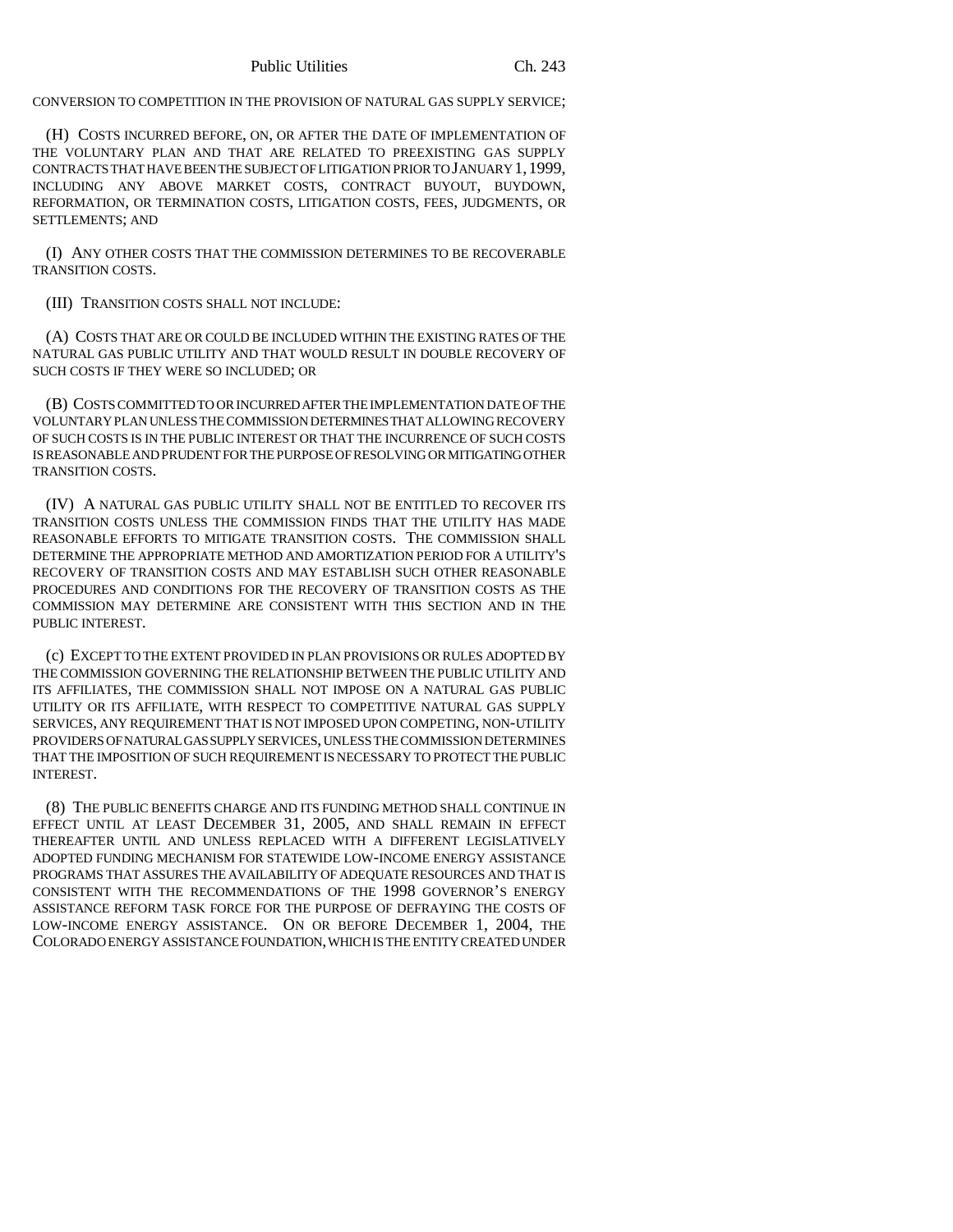CONVERSION TO COMPETITION IN THE PROVISION OF NATURAL GAS SUPPLY SERVICE;

(H) COSTS INCURRED BEFORE, ON, OR AFTER THE DATE OF IMPLEMENTATION OF THE VOLUNTARY PLAN AND THAT ARE RELATED TO PREEXISTING GAS SUPPLY CONTRACTS THAT HAVE BEEN THE SUBJECT OF LITIGATION PRIOR TO JANUARY 1, 1999, INCLUDING ANY ABOVE MARKET COSTS, CONTRACT BUYOUT, BUYDOWN, REFORMATION, OR TERMINATION COSTS, LITIGATION COSTS, FEES, JUDGMENTS, OR SETTLEMENTS; AND

(I) ANY OTHER COSTS THAT THE COMMISSION DETERMINES TO BE RECOVERABLE TRANSITION COSTS.

(III) TRANSITION COSTS SHALL NOT INCLUDE:

(A) COSTS THAT ARE OR COULD BE INCLUDED WITHIN THE EXISTING RATES OF THE NATURAL GAS PUBLIC UTILITY AND THAT WOULD RESULT IN DOUBLE RECOVERY OF SUCH COSTS IF THEY WERE SO INCLUDED; OR

(B) COSTS COMMITTED TO OR INCURRED AFTER THE IMPLEMENTATION DATE OF THE VOLUNTARY PLAN UNLESS THE COMMISSION DETERMINES THAT ALLOWING RECOVERY OF SUCH COSTS IS IN THE PUBLIC INTEREST OR THAT THE INCURRENCE OF SUCH COSTS IS REASONABLE AND PRUDENT FOR THE PURPOSE OF RESOLVING OR MITIGATING OTHER TRANSITION COSTS.

(IV) A NATURAL GAS PUBLIC UTILITY SHALL NOT BE ENTITLED TO RECOVER ITS TRANSITION COSTS UNLESS THE COMMISSION FINDS THAT THE UTILITY HAS MADE REASONABLE EFFORTS TO MITIGATE TRANSITION COSTS. THE COMMISSION SHALL DETERMINE THE APPROPRIATE METHOD AND AMORTIZATION PERIOD FOR A UTILITY'S RECOVERY OF TRANSITION COSTS AND MAY ESTABLISH SUCH OTHER REASONABLE PROCEDURES AND CONDITIONS FOR THE RECOVERY OF TRANSITION COSTS AS THE COMMISSION MAY DETERMINE ARE CONSISTENT WITH THIS SECTION AND IN THE PUBLIC INTEREST.

(c) EXCEPT TO THE EXTENT PROVIDED IN PLAN PROVISIONS OR RULES ADOPTED BY THE COMMISSION GOVERNING THE RELATIONSHIP BETWEEN THE PUBLIC UTILITY AND ITS AFFILIATES, THE COMMISSION SHALL NOT IMPOSE ON A NATURAL GAS PUBLIC UTILITY OR ITS AFFILIATE, WITH RESPECT TO COMPETITIVE NATURAL GAS SUPPLY SERVICES, ANY REQUIREMENT THAT IS NOT IMPOSED UPON COMPETING, NON-UTILITY PROVIDERS OF NATURAL GAS SUPPLY SERVICES, UNLESS THE COMMISSION DETERMINES THAT THE IMPOSITION OF SUCH REQUIREMENT IS NECESSARY TO PROTECT THE PUBLIC INTEREST.

(8) THE PUBLIC BENEFITS CHARGE AND ITS FUNDING METHOD SHALL CONTINUE IN EFFECT UNTIL AT LEAST DECEMBER 31, 2005, AND SHALL REMAIN IN EFFECT THEREAFTER UNTIL AND UNLESS REPLACED WITH A DIFFERENT LEGISLATIVELY ADOPTED FUNDING MECHANISM FOR STATEWIDE LOW-INCOME ENERGY ASSISTANCE PROGRAMS THAT ASSURES THE AVAILABILITY OF ADEQUATE RESOURCES AND THAT IS CONSISTENT WITH THE RECOMMENDATIONS OF THE 1998 GOVERNOR'S ENERGY ASSISTANCE REFORM TASK FORCE FOR THE PURPOSE OF DEFRAYING THE COSTS OF LOW-INCOME ENERGY ASSISTANCE. ON OR BEFORE DECEMBER 1, 2004, THE COLORADO ENERGY ASSISTANCE FOUNDATION, WHICH IS THE ENTITY CREATED UNDER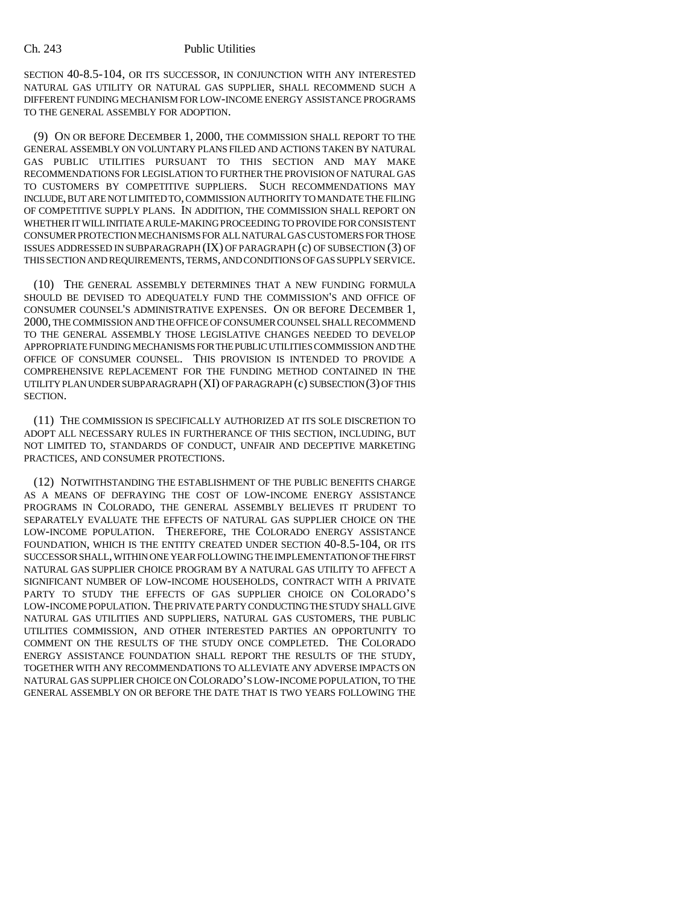SECTION 40-8.5-104, OR ITS SUCCESSOR, IN CONJUNCTION WITH ANY INTERESTED NATURAL GAS UTILITY OR NATURAL GAS SUPPLIER, SHALL RECOMMEND SUCH A DIFFERENT FUNDING MECHANISM FOR LOW-INCOME ENERGY ASSISTANCE PROGRAMS TO THE GENERAL ASSEMBLY FOR ADOPTION.

(9) ON OR BEFORE DECEMBER 1, 2000, THE COMMISSION SHALL REPORT TO THE GENERAL ASSEMBLY ON VOLUNTARY PLANS FILED AND ACTIONS TAKEN BY NATURAL GAS PUBLIC UTILITIES PURSUANT TO THIS SECTION AND MAY MAKE RECOMMENDATIONS FOR LEGISLATION TO FURTHER THE PROVISION OF NATURAL GAS TO CUSTOMERS BY COMPETITIVE SUPPLIERS. SUCH RECOMMENDATIONS MAY INCLUDE, BUT ARE NOT LIMITED TO, COMMISSION AUTHORITY TO MANDATE THE FILING OF COMPETITIVE SUPPLY PLANS. IN ADDITION, THE COMMISSION SHALL REPORT ON WHETHER IT WILL INITIATE A RULE-MAKING PROCEEDING TO PROVIDE FOR CONSISTENT CONSUMER PROTECTION MECHANISMS FOR ALL NATURAL GAS CUSTOMERS FOR THOSE ISSUES ADDRESSED IN SUBPARAGRAPH (IX) OF PARAGRAPH (c) OF SUBSECTION (3) OF THIS SECTION AND REQUIREMENTS, TERMS, AND CONDITIONS OF GAS SUPPLY SERVICE.

(10) THE GENERAL ASSEMBLY DETERMINES THAT A NEW FUNDING FORMULA SHOULD BE DEVISED TO ADEQUATELY FUND THE COMMISSION'S AND OFFICE OF CONSUMER COUNSEL'S ADMINISTRATIVE EXPENSES. ON OR BEFORE DECEMBER 1, 2000, THE COMMISSION AND THE OFFICE OF CONSUMER COUNSEL SHALL RECOMMEND TO THE GENERAL ASSEMBLY THOSE LEGISLATIVE CHANGES NEEDED TO DEVELOP APPROPRIATE FUNDING MECHANISMS FOR THE PUBLIC UTILITIES COMMISSION AND THE OFFICE OF CONSUMER COUNSEL. THIS PROVISION IS INTENDED TO PROVIDE A COMPREHENSIVE REPLACEMENT FOR THE FUNDING METHOD CONTAINED IN THE UTILITY PLAN UNDER SUBPARAGRAPH (XI) OF PARAGRAPH (c) SUBSECTION (3) OF THIS SECTION.

(11) THE COMMISSION IS SPECIFICALLY AUTHORIZED AT ITS SOLE DISCRETION TO ADOPT ALL NECESSARY RULES IN FURTHERANCE OF THIS SECTION, INCLUDING, BUT NOT LIMITED TO, STANDARDS OF CONDUCT, UNFAIR AND DECEPTIVE MARKETING PRACTICES, AND CONSUMER PROTECTIONS.

(12) NOTWITHSTANDING THE ESTABLISHMENT OF THE PUBLIC BENEFITS CHARGE AS A MEANS OF DEFRAYING THE COST OF LOW-INCOME ENERGY ASSISTANCE PROGRAMS IN COLORADO, THE GENERAL ASSEMBLY BELIEVES IT PRUDENT TO SEPARATELY EVALUATE THE EFFECTS OF NATURAL GAS SUPPLIER CHOICE ON THE LOW-INCOME POPULATION. THEREFORE, THE COLORADO ENERGY ASSISTANCE FOUNDATION, WHICH IS THE ENTITY CREATED UNDER SECTION 40-8.5-104, OR ITS SUCCESSOR SHALL, WITHIN ONE YEAR FOLLOWING THE IMPLEMENTATION OF THE FIRST NATURAL GAS SUPPLIER CHOICE PROGRAM BY A NATURAL GAS UTILITY TO AFFECT A SIGNIFICANT NUMBER OF LOW-INCOME HOUSEHOLDS, CONTRACT WITH A PRIVATE PARTY TO STUDY THE EFFECTS OF GAS SUPPLIER CHOICE ON COLORADO'S LOW-INCOME POPULATION. THE PRIVATE PARTY CONDUCTING THE STUDY SHALL GIVE NATURAL GAS UTILITIES AND SUPPLIERS, NATURAL GAS CUSTOMERS, THE PUBLIC UTILITIES COMMISSION, AND OTHER INTERESTED PARTIES AN OPPORTUNITY TO COMMENT ON THE RESULTS OF THE STUDY ONCE COMPLETED. THE COLORADO ENERGY ASSISTANCE FOUNDATION SHALL REPORT THE RESULTS OF THE STUDY, TOGETHER WITH ANY RECOMMENDATIONS TO ALLEVIATE ANY ADVERSE IMPACTS ON NATURAL GAS SUPPLIER CHOICE ON COLORADO'S LOW-INCOME POPULATION, TO THE GENERAL ASSEMBLY ON OR BEFORE THE DATE THAT IS TWO YEARS FOLLOWING THE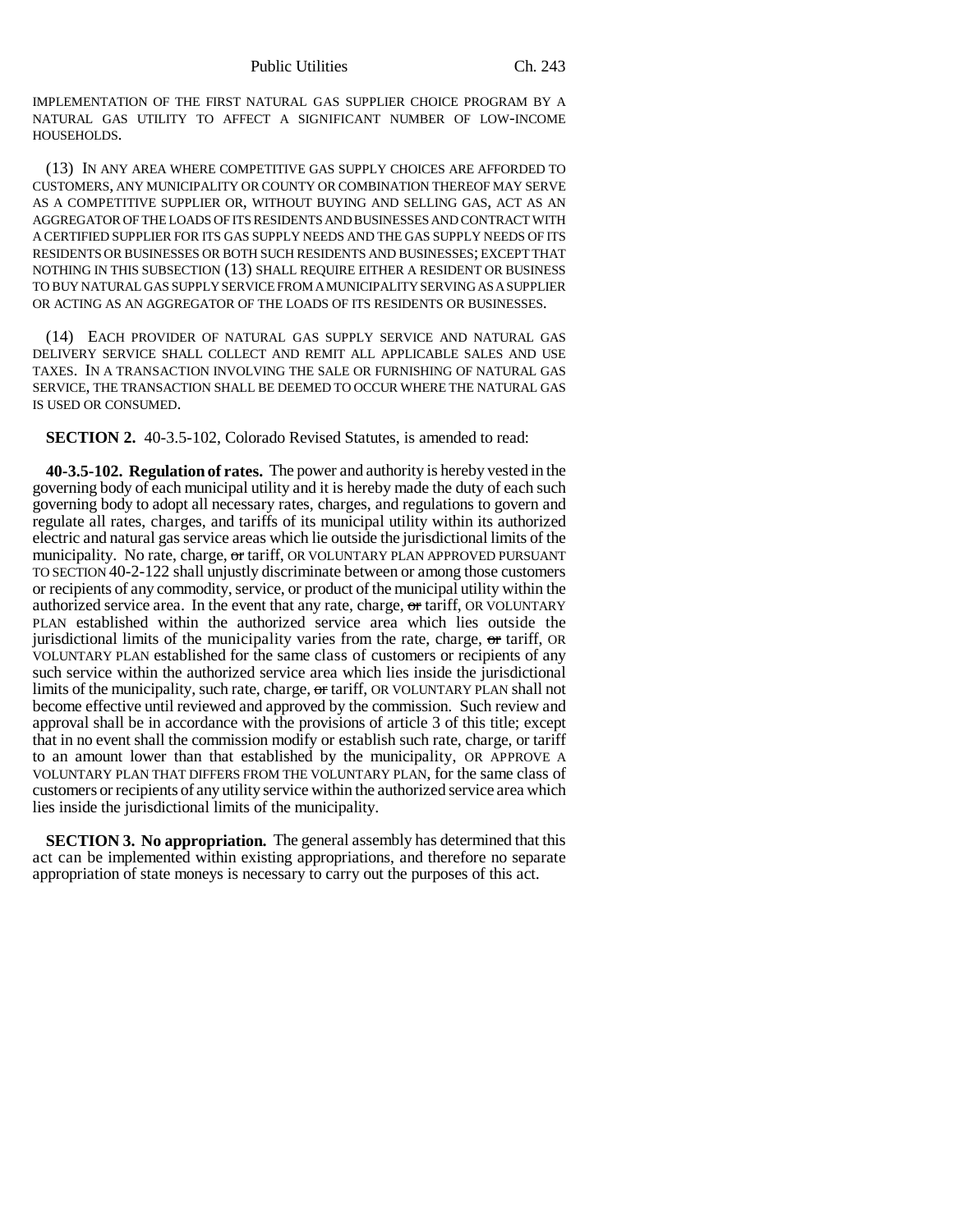IMPLEMENTATION OF THE FIRST NATURAL GAS SUPPLIER CHOICE PROGRAM BY A NATURAL GAS UTILITY TO AFFECT A SIGNIFICANT NUMBER OF LOW-INCOME HOUSEHOLDS.

(13) IN ANY AREA WHERE COMPETITIVE GAS SUPPLY CHOICES ARE AFFORDED TO CUSTOMERS, ANY MUNICIPALITY OR COUNTY OR COMBINATION THEREOF MAY SERVE AS A COMPETITIVE SUPPLIER OR, WITHOUT BUYING AND SELLING GAS, ACT AS AN AGGREGATOR OF THE LOADS OF ITS RESIDENTS AND BUSINESSES AND CONTRACT WITH A CERTIFIED SUPPLIER FOR ITS GAS SUPPLY NEEDS AND THE GAS SUPPLY NEEDS OF ITS RESIDENTS OR BUSINESSES OR BOTH SUCH RESIDENTS AND BUSINESSES; EXCEPT THAT NOTHING IN THIS SUBSECTION (13) SHALL REQUIRE EITHER A RESIDENT OR BUSINESS TO BUY NATURAL GAS SUPPLY SERVICE FROM A MUNICIPALITY SERVING AS A SUPPLIER OR ACTING AS AN AGGREGATOR OF THE LOADS OF ITS RESIDENTS OR BUSINESSES.

(14) EACH PROVIDER OF NATURAL GAS SUPPLY SERVICE AND NATURAL GAS DELIVERY SERVICE SHALL COLLECT AND REMIT ALL APPLICABLE SALES AND USE TAXES. IN A TRANSACTION INVOLVING THE SALE OR FURNISHING OF NATURAL GAS SERVICE, THE TRANSACTION SHALL BE DEEMED TO OCCUR WHERE THE NATURAL GAS IS USED OR CONSUMED.

**SECTION 2.** 40-3.5-102, Colorado Revised Statutes, is amended to read:

**40-3.5-102. Regulation of rates.** The power and authority is hereby vested in the governing body of each municipal utility and it is hereby made the duty of each such governing body to adopt all necessary rates, charges, and regulations to govern and regulate all rates, charges, and tariffs of its municipal utility within its authorized electric and natural gas service areas which lie outside the jurisdictional limits of the municipality. No rate, charge, ~~or~~ tariff, OR VOLUNTARY PLAN APPROVED PURSUANT TO SECTION 40-2-122 shall unjustly discriminate between or among those customers or recipients of any commodity, service, or product of the municipal utility within the authorized service area. In the event that any rate, charge, ~~or~~ tariff, OR VOLUNTARY PLAN established within the authorized service area which lies outside the jurisdictional limits of the municipality varies from the rate, charge, ~~or~~ tariff, OR VOLUNTARY PLAN established for the same class of customers or recipients of any such service within the authorized service area which lies inside the jurisdictional limits of the municipality, such rate, charge, ~~or~~ tariff, OR VOLUNTARY PLAN shall not become effective until reviewed and approved by the commission. Such review and approval shall be in accordance with the provisions of article 3 of this title; except that in no event shall the commission modify or establish such rate, charge, or tariff to an amount lower than that established by the municipality, OR APPROVE A VOLUNTARY PLAN THAT DIFFERS FROM THE VOLUNTARY PLAN, for the same class of customers or recipients of any utility service within the authorized service area which lies inside the jurisdictional limits of the municipality.

**SECTION 3. No appropriation.** The general assembly has determined that this act can be implemented within existing appropriations, and therefore no separate appropriation of state moneys is necessary to carry out the purposes of this act.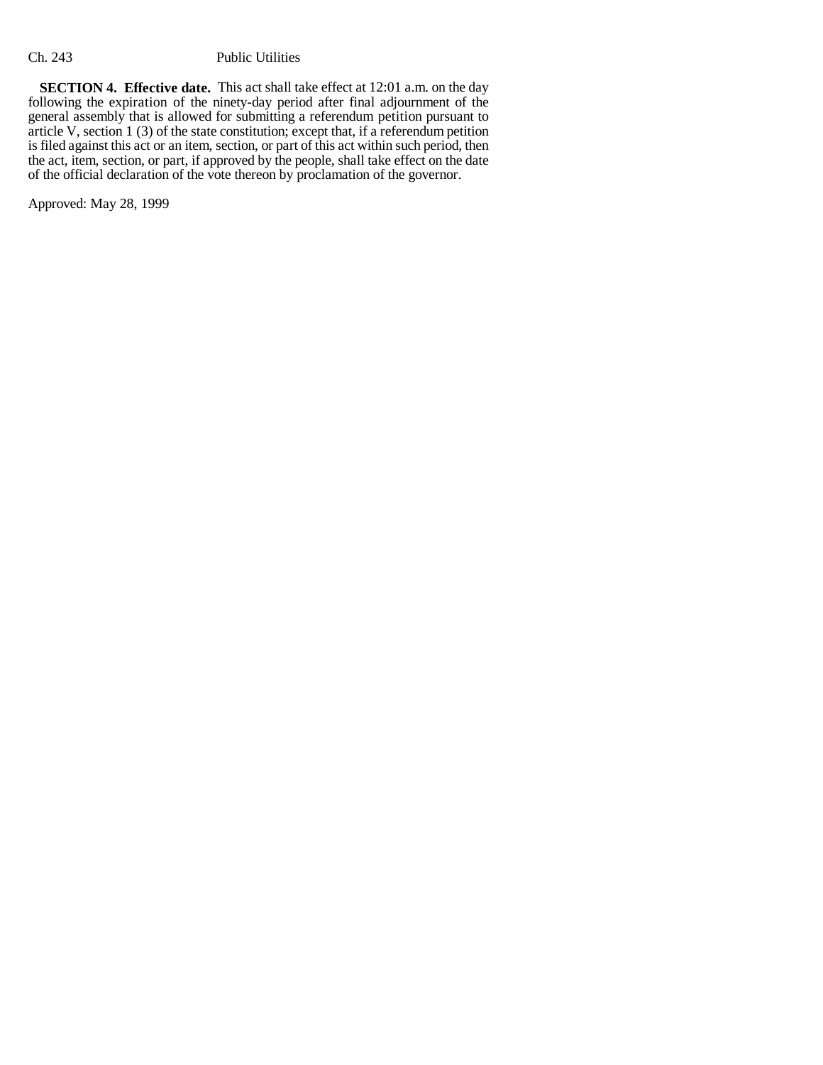**SECTION 4. Effective date.** This act shall take effect at 12:01 a.m. on the day following the expiration of the ninety-day period after final adjournment of the general assembly that is allowed for submitting a referendum petition pursuant to article V, section 1 (3) of the state constitution; except that, if a referendum petition is filed against this act or an item, section, or part of this act within such period, then the act, item, section, or part, if approved by the people, shall take effect on the date of the official declaration of the vote thereon by proclamation of the governor.

Approved: May 28, 1999